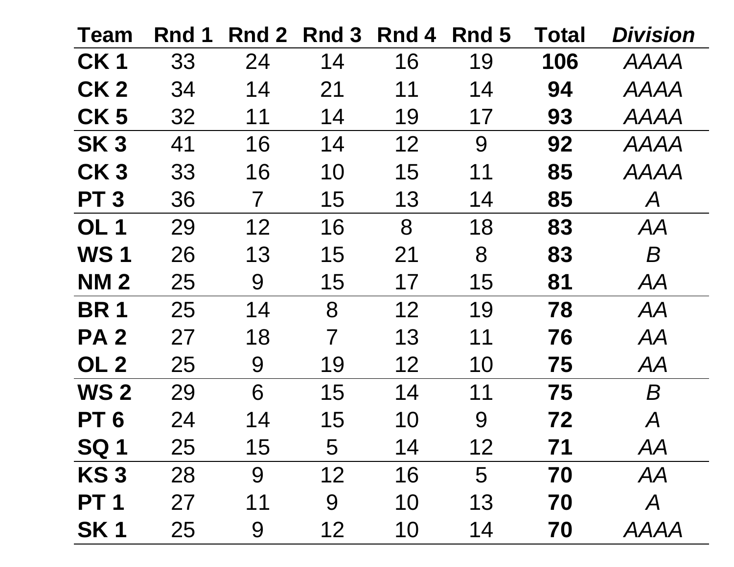| Team | Rnd 1 | Rnd 2 | Rnd 3 | Rnd 4 | Rnd 5 | Total | *Division* |
|---|---|---|---|---|---|---|---|
| **CK 1** | 33 | 24 | 14 | 16 | 19 | **106** | *AAAA* |
| **CK 2** | 34 | 14 | 21 | 11 | 14 | **94** | *AAAA* |
| **CK 5** | 32 | 11 | 14 | 19 | 17 | **93** | *AAAA* |
| **SK 3** | 41 | 16 | 14 | 12 | 9 | **92** | *AAAA* |
| **CK 3** | 33 | 16 | 10 | 15 | 11 | **85** | *AAAA* |
| **PT 3** | 36 | 7 | 15 | 13 | 14 | **85** | *A* |
| **OL 1** | 29 | 12 | 16 | 8 | 18 | **83** | *AA* |
| **WS 1** | 26 | 13 | 15 | 21 | 8 | **83** | *B* |
| **NM 2** | 25 | 9 | 15 | 17 | 15 | **81** | *AA* |
| **BR 1** | 25 | 14 | 8 | 12 | 19 | **78** | *AA* |
| **PA 2** | 27 | 18 | 7 | 13 | 11 | **76** | *AA* |
| **OL 2** | 25 | 9 | 19 | 12 | 10 | **75** | *AA* |
| **WS 2** | 29 | 6 | 15 | 14 | 11 | **75** | *B* |
| **PT 6** | 24 | 14 | 15 | 10 | 9 | **72** | *A* |
| **SQ 1** | 25 | 15 | 5 | 14 | 12 | **71** | *AA* |
| **KS 3** | 28 | 9 | 12 | 16 | 5 | **70** | *AA* |
| **PT 1** | 27 | 11 | 9 | 10 | 13 | **70** | *A* |
| **SK 1** | 25 | 9 | 12 | 10 | 14 | **70** | *AAAA* |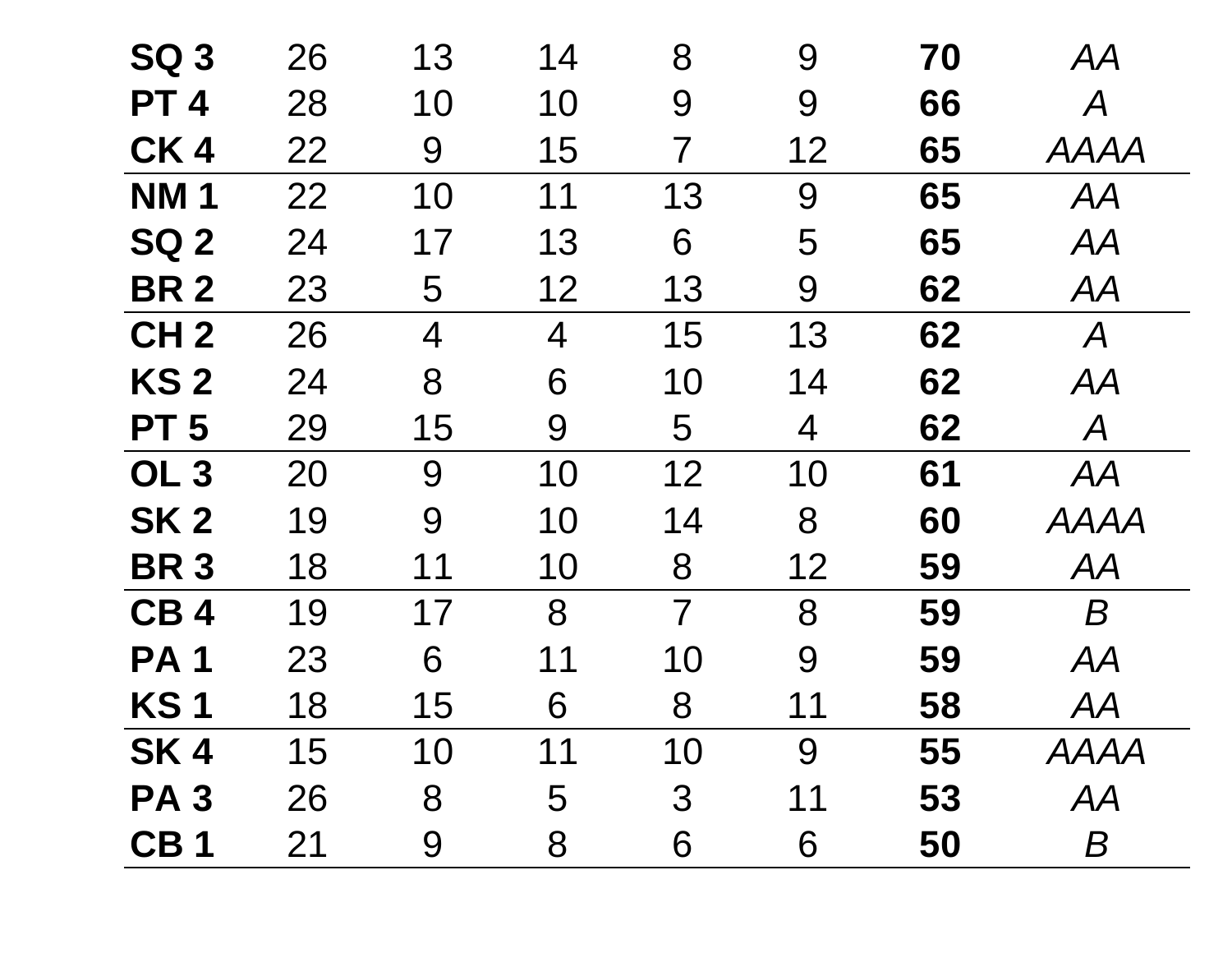| | | | | | | | |
|---|---|---|---|---|---|---|---|
| **SQ 3** | 26 | 13 | 14 | 8 | 9 | **70** | *AA* |
| **PT 4** | 28 | 10 | 10 | 9 | 9 | **66** | *A* |
| **CK 4** | 22 | 9 | 15 | 7 | 12 | **65** | *AAAA* |
| **NM 1** | 22 | 10 | 11 | 13 | 9 | **65** | *AA* |
| **SQ 2** | 24 | 17 | 13 | 6 | 5 | **65** | *AA* |
| **BR 2** | 23 | 5 | 12 | 13 | 9 | **62** | *AA* |
| **CH 2** | 26 | 4 | 4 | 15 | 13 | **62** | *A* |
| **KS 2** | 24 | 8 | 6 | 10 | 14 | **62** | *AA* |
| **PT 5** | 29 | 15 | 9 | 5 | 4 | **62** | *A* |
| **OL 3** | 20 | 9 | 10 | 12 | 10 | **61** | *AA* |
| **SK 2** | 19 | 9 | 10 | 14 | 8 | **60** | *AAAA* |
| **BR 3** | 18 | 11 | 10 | 8 | 12 | **59** | *AA* |
| **CB 4** | 19 | 17 | 8 | 7 | 8 | **59** | *B* |
| **PA 1** | 23 | 6 | 11 | 10 | 9 | **59** | *AA* |
| **KS 1** | 18 | 15 | 6 | 8 | 11 | **58** | *AA* |
| **SK 4** | 15 | 10 | 11 | 10 | 9 | **55** | *AAAA* |
| **PA 3** | 26 | 8 | 5 | 3 | 11 | **53** | *AA* |
| **CB 1** | 21 | 9 | 8 | 6 | 6 | **50** | *B* |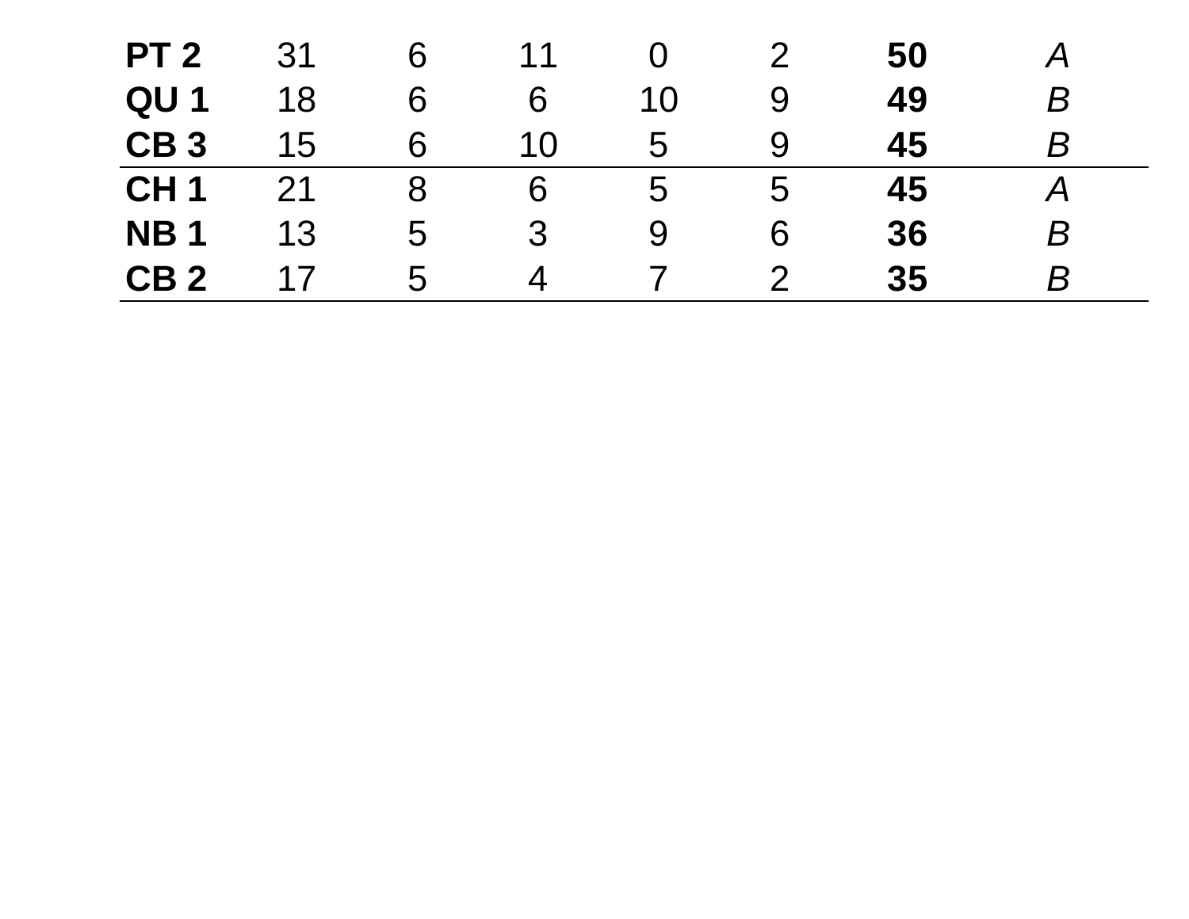| | | | | | | | |
|---|---|---|---|---|---|---|---|
| **PT 2** | 31 | 6 | 11 | 0 | 2 | **50** | *A* |
| **QU 1** | 18 | 6 | 6 | 10 | 9 | **49** | *B* |
| **CB 3** | 15 | 6 | 10 | 5 | 9 | **45** | *B* |
| **CH 1** | 21 | 8 | 6 | 5 | 5 | **45** | *A* |
| **NB 1** | 13 | 5 | 3 | 9 | 6 | **36** | *B* |
| **CB 2** | 17 | 5 | 4 | 7 | 2 | **35** | *B* |